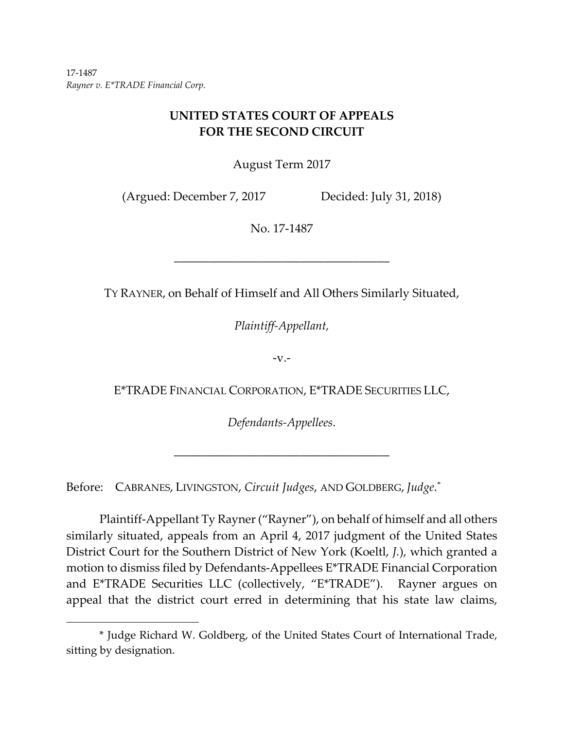17-1487
*Rayner v. E*TRADE Financial Corp.*

**UNITED STATES COURT OF APPEALS**
**FOR THE SECOND CIRCUIT**

August Term 2017

(Argued: December 7, 2017 Decided: July 31, 2018)

No. 17-1487

---

TY RAYNER, on Behalf of Himself and All Others Similarly Situated,

*Plaintiff-Appellant,*

-v.-

E*TRADE FINANCIAL CORPORATION, E*TRADE SECURITIES LLC,

*Defendants-Appellees*.

---

Before: CABRANES, LIVINGSTON, *Circuit Judges*, AND GOLDBERG, *Judge*.*

Plaintiff-Appellant Ty Rayner ("Rayner"), on behalf of himself and all others similarly situated, appeals from an April 4, 2017 judgment of the United States District Court for the Southern District of New York (Koeltl, *J.*), which granted a motion to dismiss filed by Defendants-Appellees E*TRADE Financial Corporation and E*TRADE Securities LLC (collectively, "E*TRADE"). Rayner argues on appeal that the district court erred in determining that his state law claims,

---

\* Judge Richard W. Goldberg, of the United States Court of International Trade, sitting by designation.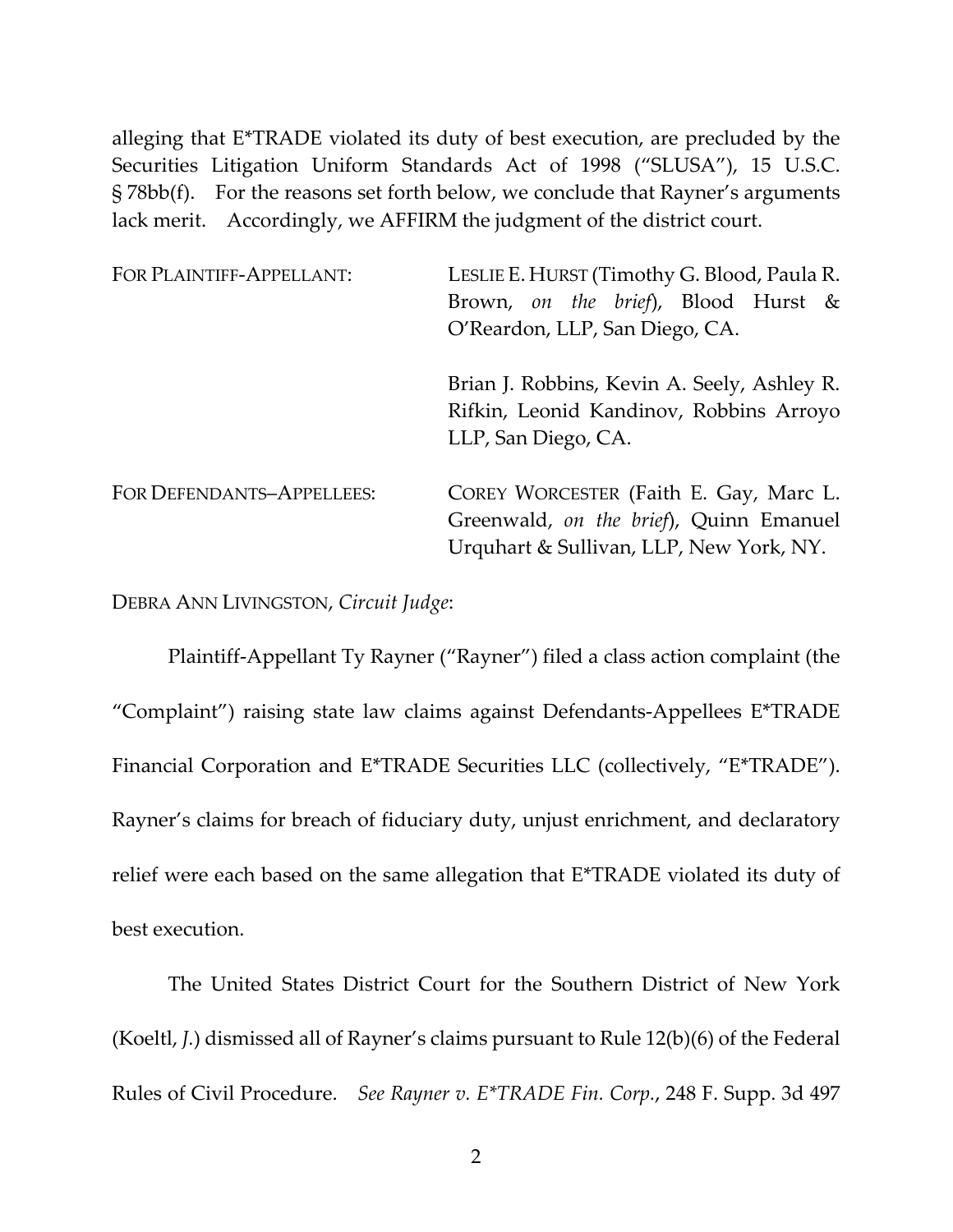alleging that E*TRADE violated its duty of best execution, are precluded by the Securities Litigation Uniform Standards Act of 1998 ("SLUSA"), 15 U.S.C. § 78bb(f). For the reasons set forth below, we conclude that Rayner's arguments lack merit. Accordingly, we AFFIRM the judgment of the district court.

| | |
|---|---|
| FOR PLAINTIFF-APPELLANT: | LESLIE E. HURST (Timothy G. Blood, Paula R. Brown, *on the brief*), Blood Hurst & O'Reardon, LLP, San Diego, CA. |
| | Brian J. Robbins, Kevin A. Seely, Ashley R. Rifkin, Leonid Kandinov, Robbins Arroyo LLP, San Diego, CA. |
| FOR DEFENDANTS–APPELLEES: | COREY WORCESTER (Faith E. Gay, Marc L. Greenwald, *on the brief*), Quinn Emanuel Urquhart & Sullivan, LLP, New York, NY. |

DEBRA ANN LIVINGSTON, *Circuit Judge*:

Plaintiff-Appellant Ty Rayner ("Rayner") filed a class action complaint (the "Complaint") raising state law claims against Defendants-Appellees E*TRADE Financial Corporation and E*TRADE Securities LLC (collectively, "E*TRADE"). Rayner's claims for breach of fiduciary duty, unjust enrichment, and declaratory relief were each based on the same allegation that E*TRADE violated its duty of best execution.

The United States District Court for the Southern District of New York (Koeltl, *J.*) dismissed all of Rayner's claims pursuant to Rule 12(b)(6) of the Federal Rules of Civil Procedure. *See Rayner v. E*TRADE Fin. Corp.*, 248 F. Supp. 3d 497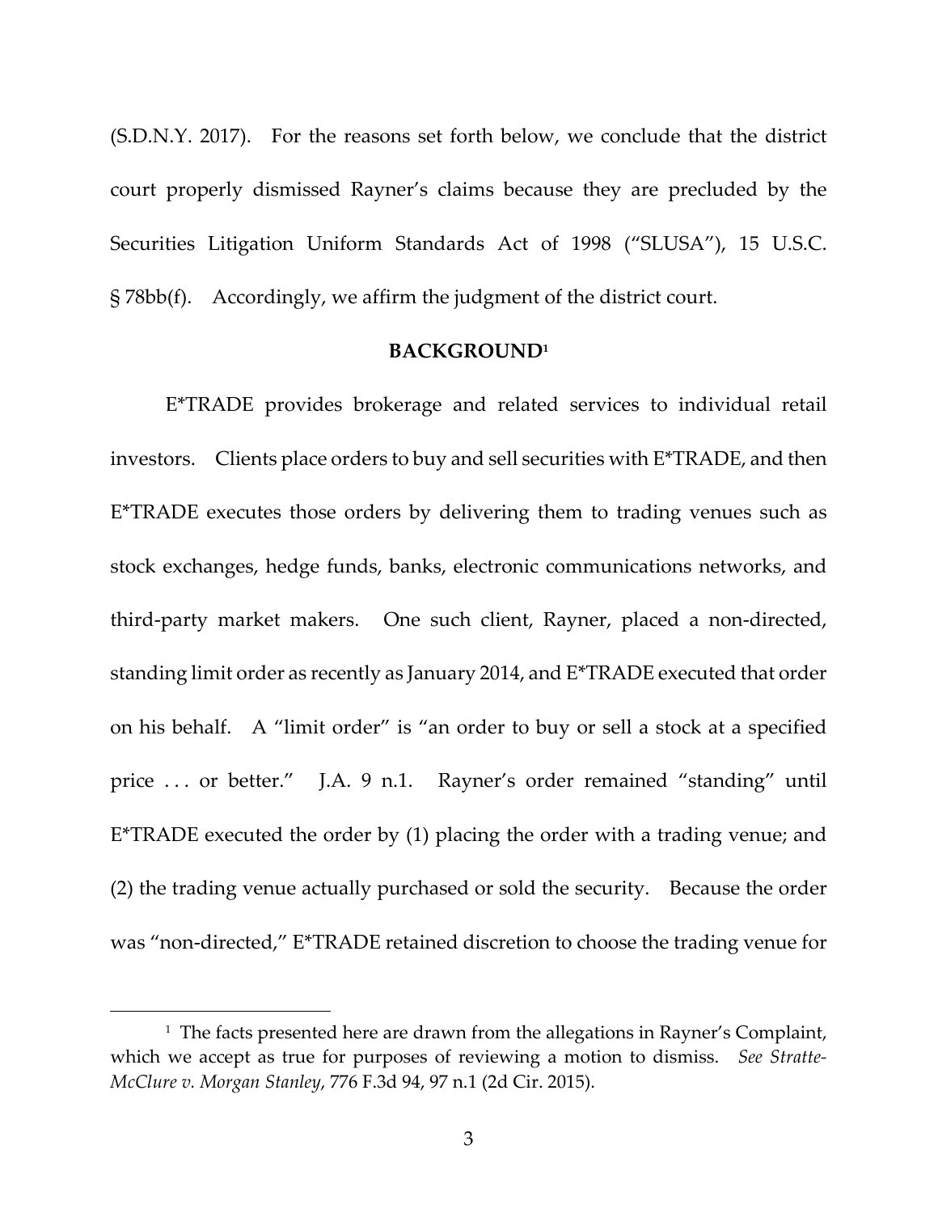(S.D.N.Y. 2017). For the reasons set forth below, we conclude that the district court properly dismissed Rayner's claims because they are precluded by the Securities Litigation Uniform Standards Act of 1998 ("SLUSA"), 15 U.S.C. § 78bb(f). Accordingly, we affirm the judgment of the district court.

## BACKGROUND[1]

E*TRADE provides brokerage and related services to individual retail investors. Clients place orders to buy and sell securities with E*TRADE, and then E*TRADE executes those orders by delivering them to trading venues such as stock exchanges, hedge funds, banks, electronic communications networks, and third-party market makers. One such client, Rayner, placed a non-directed, standing limit order as recently as January 2014, and E*TRADE executed that order on his behalf. A "limit order" is "an order to buy or sell a stock at a specified price . . . or better." J.A. 9 n.1. Rayner's order remained "standing" until E*TRADE executed the order by (1) placing the order with a trading venue; and (2) the trading venue actually purchased or sold the security. Because the order was "non-directed," E*TRADE retained discretion to choose the trading venue for

[1] The facts presented here are drawn from the allegations in Rayner's Complaint, which we accept as true for purposes of reviewing a motion to dismiss. *See Stratte-McClure v. Morgan Stanley*, 776 F.3d 94, 97 n.1 (2d Cir. 2015).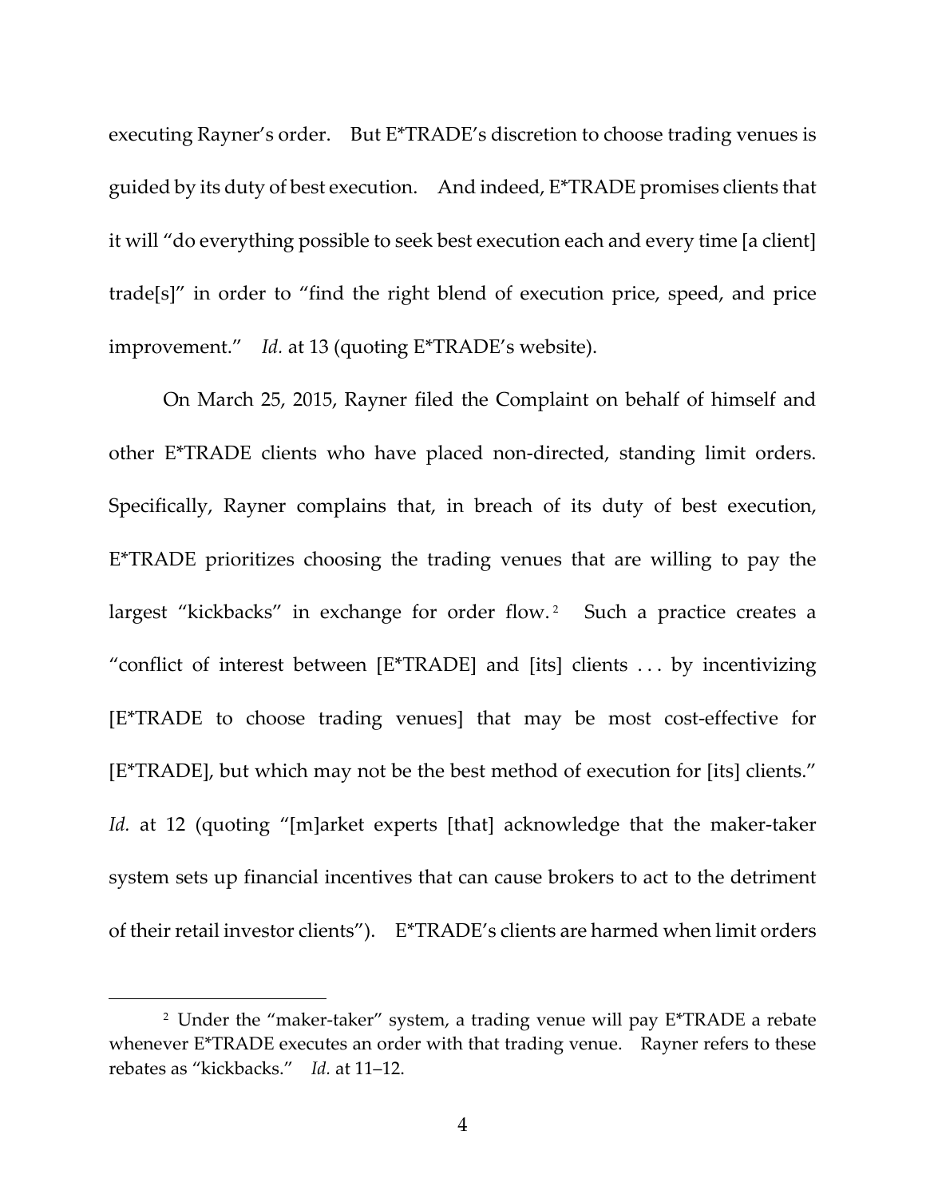executing Rayner's order. But E*TRADE's discretion to choose trading venues is guided by its duty of best execution. And indeed, E*TRADE promises clients that it will "do everything possible to seek best execution each and every time [a client] trade[s]" in order to "find the right blend of execution price, speed, and price improvement." *Id.* at 13 (quoting E*TRADE's website).

On March 25, 2015, Rayner filed the Complaint on behalf of himself and other E*TRADE clients who have placed non-directed, standing limit orders. Specifically, Rayner complains that, in breach of its duty of best execution, E*TRADE prioritizes choosing the trading venues that are willing to pay the largest "kickbacks" in exchange for order flow.[2] Such a practice creates a "conflict of interest between [E*TRADE] and [its] clients . . . by incentivizing [E*TRADE to choose trading venues] that may be most cost-effective for [E*TRADE], but which may not be the best method of execution for [its] clients." *Id.* at 12 (quoting "[m]arket experts [that] acknowledge that the maker-taker system sets up financial incentives that can cause brokers to act to the detriment of their retail investor clients"). E*TRADE's clients are harmed when limit orders

---

[2] Under the "maker-taker" system, a trading venue will pay E*TRADE a rebate whenever E*TRADE executes an order with that trading venue. Rayner refers to these rebates as "kickbacks." *Id.* at 11–12.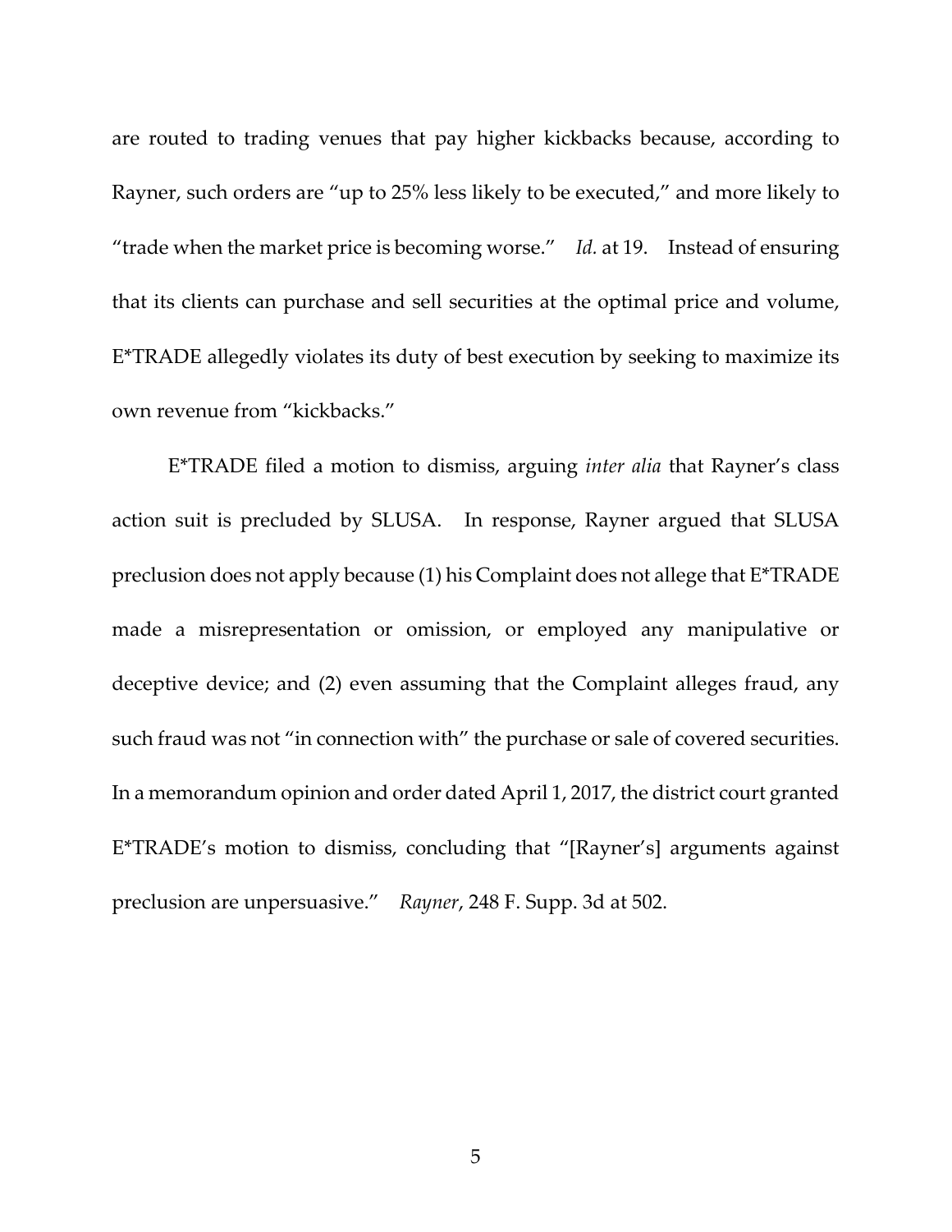are routed to trading venues that pay higher kickbacks because, according to Rayner, such orders are "up to 25% less likely to be executed," and more likely to "trade when the market price is becoming worse." *Id.* at 19. Instead of ensuring that its clients can purchase and sell securities at the optimal price and volume, E*TRADE allegedly violates its duty of best execution by seeking to maximize its own revenue from "kickbacks."

E*TRADE filed a motion to dismiss, arguing *inter alia* that Rayner's class action suit is precluded by SLUSA. In response, Rayner argued that SLUSA preclusion does not apply because (1) his Complaint does not allege that E*TRADE made a misrepresentation or omission, or employed any manipulative or deceptive device; and (2) even assuming that the Complaint alleges fraud, any such fraud was not "in connection with" the purchase or sale of covered securities. In a memorandum opinion and order dated April 1, 2017, the district court granted E*TRADE's motion to dismiss, concluding that "[Rayner's] arguments against preclusion are unpersuasive." *Rayner*, 248 F. Supp. 3d at 502.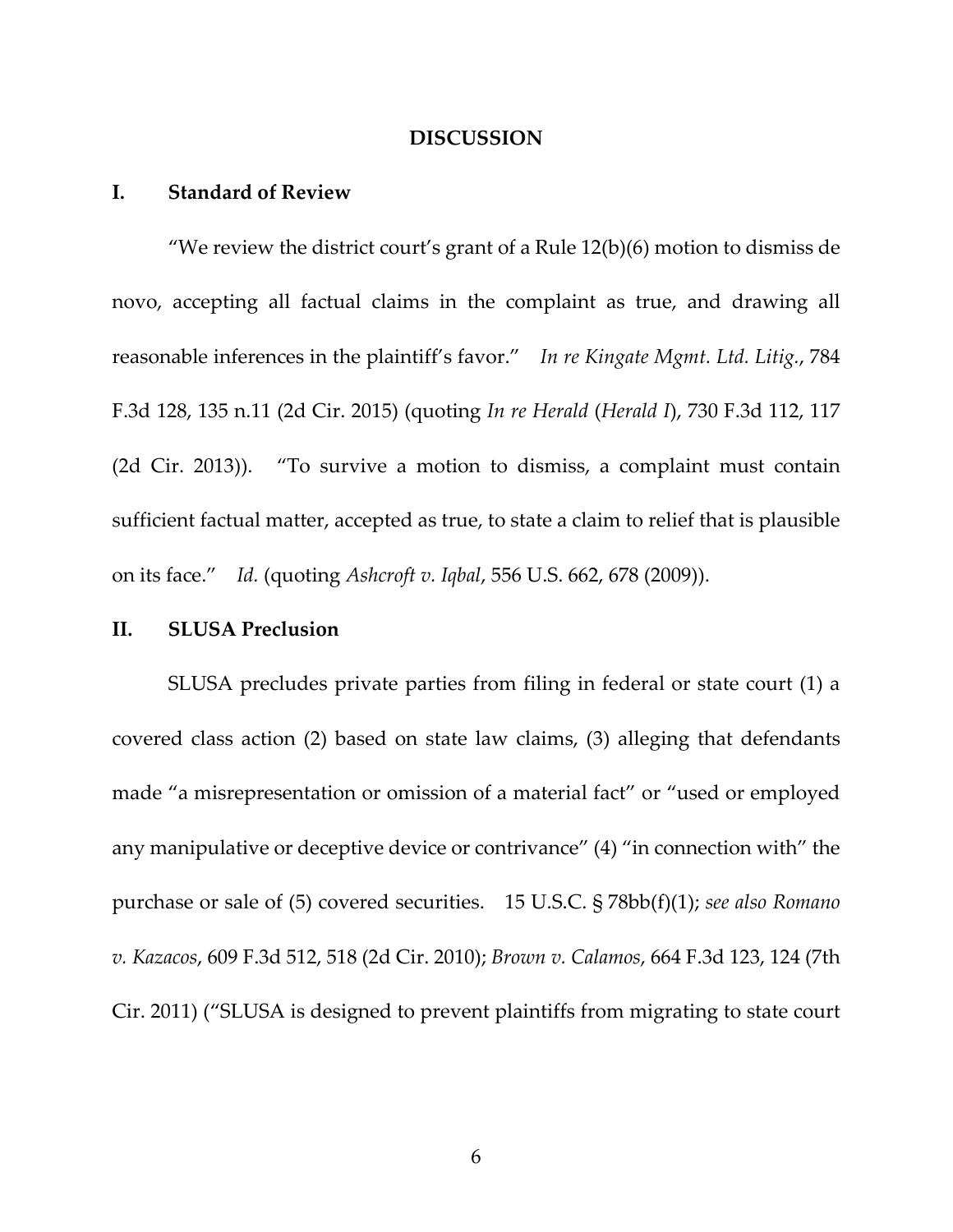## DISCUSSION

### I. Standard of Review

"We review the district court's grant of a Rule 12(b)(6) motion to dismiss de novo, accepting all factual claims in the complaint as true, and drawing all reasonable inferences in the plaintiff's favor." *In re Kingate Mgmt. Ltd. Litig.*, 784 F.3d 128, 135 n.11 (2d Cir. 2015) (quoting *In re Herald* (*Herald I*), 730 F.3d 112, 117 (2d Cir. 2013)). "To survive a motion to dismiss, a complaint must contain sufficient factual matter, accepted as true, to state a claim to relief that is plausible on its face." *Id.* (quoting *Ashcroft v. Iqbal*, 556 U.S. 662, 678 (2009)).

### II. SLUSA Preclusion

SLUSA precludes private parties from filing in federal or state court (1) a covered class action (2) based on state law claims, (3) alleging that defendants made "a misrepresentation or omission of a material fact" or "used or employed any manipulative or deceptive device or contrivance" (4) "in connection with" the purchase or sale of (5) covered securities. 15 U.S.C. § 78bb(f)(1); *see also Romano v. Kazacos*, 609 F.3d 512, 518 (2d Cir. 2010); *Brown v. Calamos*, 664 F.3d 123, 124 (7th Cir. 2011) ("SLUSA is designed to prevent plaintiffs from migrating to state court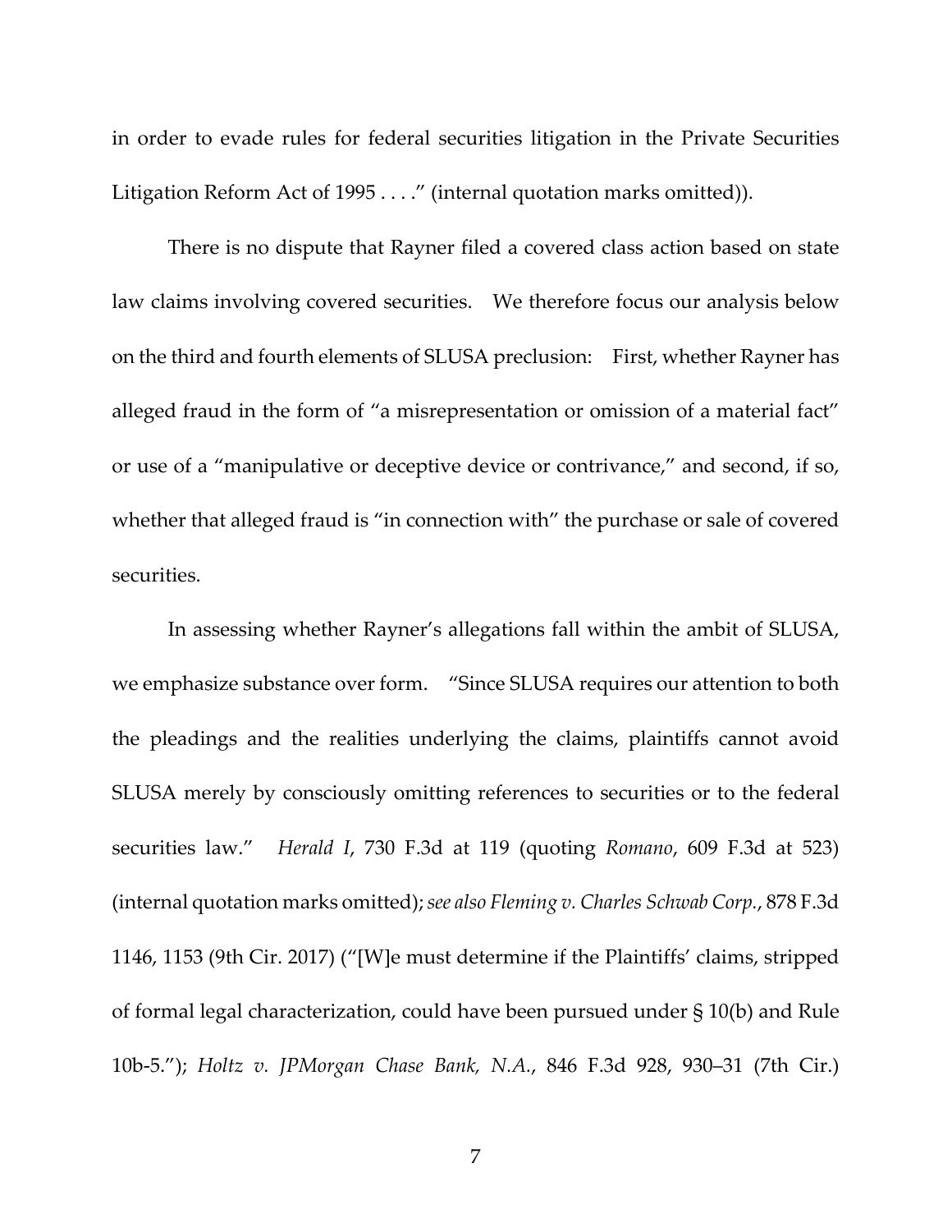in order to evade rules for federal securities litigation in the Private Securities Litigation Reform Act of 1995 . . . ." (internal quotation marks omitted)).

There is no dispute that Rayner filed a covered class action based on state law claims involving covered securities. We therefore focus our analysis below on the third and fourth elements of SLUSA preclusion: First, whether Rayner has alleged fraud in the form of "a misrepresentation or omission of a material fact" or use of a "manipulative or deceptive device or contrivance," and second, if so, whether that alleged fraud is "in connection with" the purchase or sale of covered securities.

In assessing whether Rayner's allegations fall within the ambit of SLUSA, we emphasize substance over form. "Since SLUSA requires our attention to both the pleadings and the realities underlying the claims, plaintiffs cannot avoid SLUSA merely by consciously omitting references to securities or to the federal securities law." *Herald I*, 730 F.3d at 119 (quoting *Romano*, 609 F.3d at 523) (internal quotation marks omitted); *see also Fleming v. Charles Schwab Corp.*, 878 F.3d 1146, 1153 (9th Cir. 2017) ("[W]e must determine if the Plaintiffs' claims, stripped of formal legal characterization, could have been pursued under § 10(b) and Rule 10b-5."); *Holtz v. JPMorgan Chase Bank, N.A.*, 846 F.3d 928, 930–31 (7th Cir.)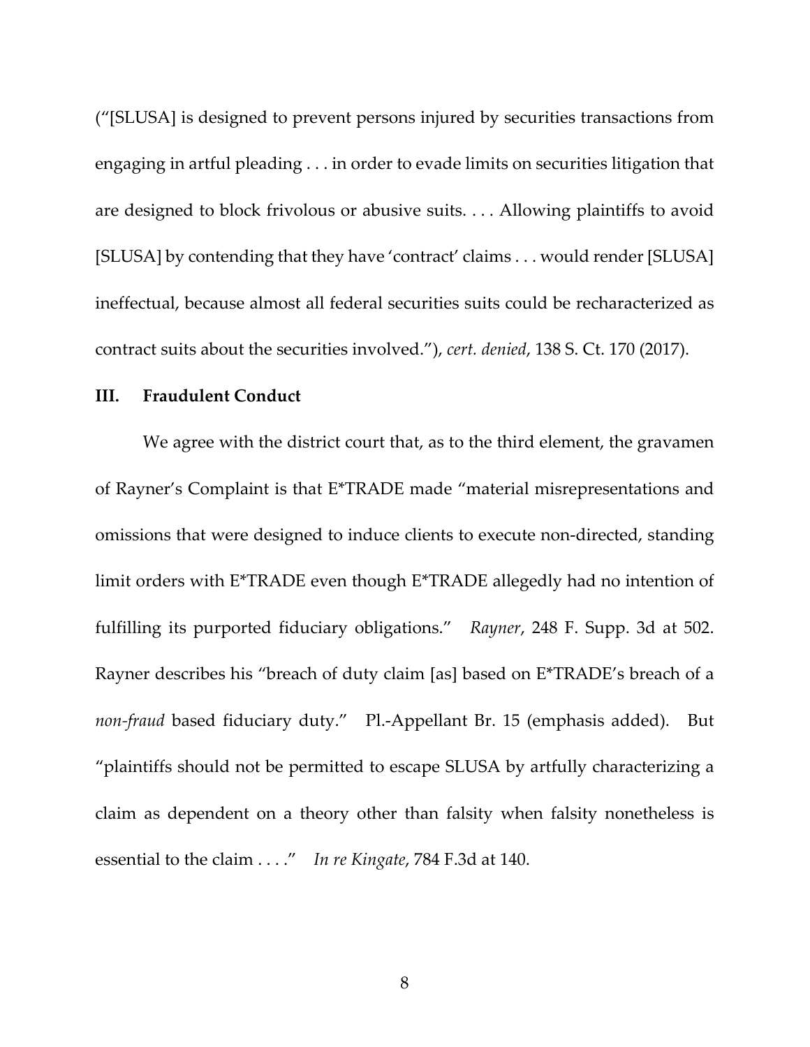("[SLUSA] is designed to prevent persons injured by securities transactions from engaging in artful pleading . . . in order to evade limits on securities litigation that are designed to block frivolous or abusive suits. . . . Allowing plaintiffs to avoid [SLUSA] by contending that they have 'contract' claims . . . would render [SLUSA] ineffectual, because almost all federal securities suits could be recharacterized as contract suits about the securities involved."), *cert. denied*, 138 S. Ct. 170 (2017).

## III. Fraudulent Conduct

We agree with the district court that, as to the third element, the gravamen of Rayner's Complaint is that E*TRADE made "material misrepresentations and omissions that were designed to induce clients to execute non-directed, standing limit orders with E*TRADE even though E*TRADE allegedly had no intention of fulfilling its purported fiduciary obligations." *Rayner*, 248 F. Supp. 3d at 502. Rayner describes his "breach of duty claim [as] based on E*TRADE's breach of a *non-fraud* based fiduciary duty." Pl.-Appellant Br. 15 (emphasis added). But "plaintiffs should not be permitted to escape SLUSA by artfully characterizing a claim as dependent on a theory other than falsity when falsity nonetheless is essential to the claim . . . ." *In re Kingate*, 784 F.3d at 140.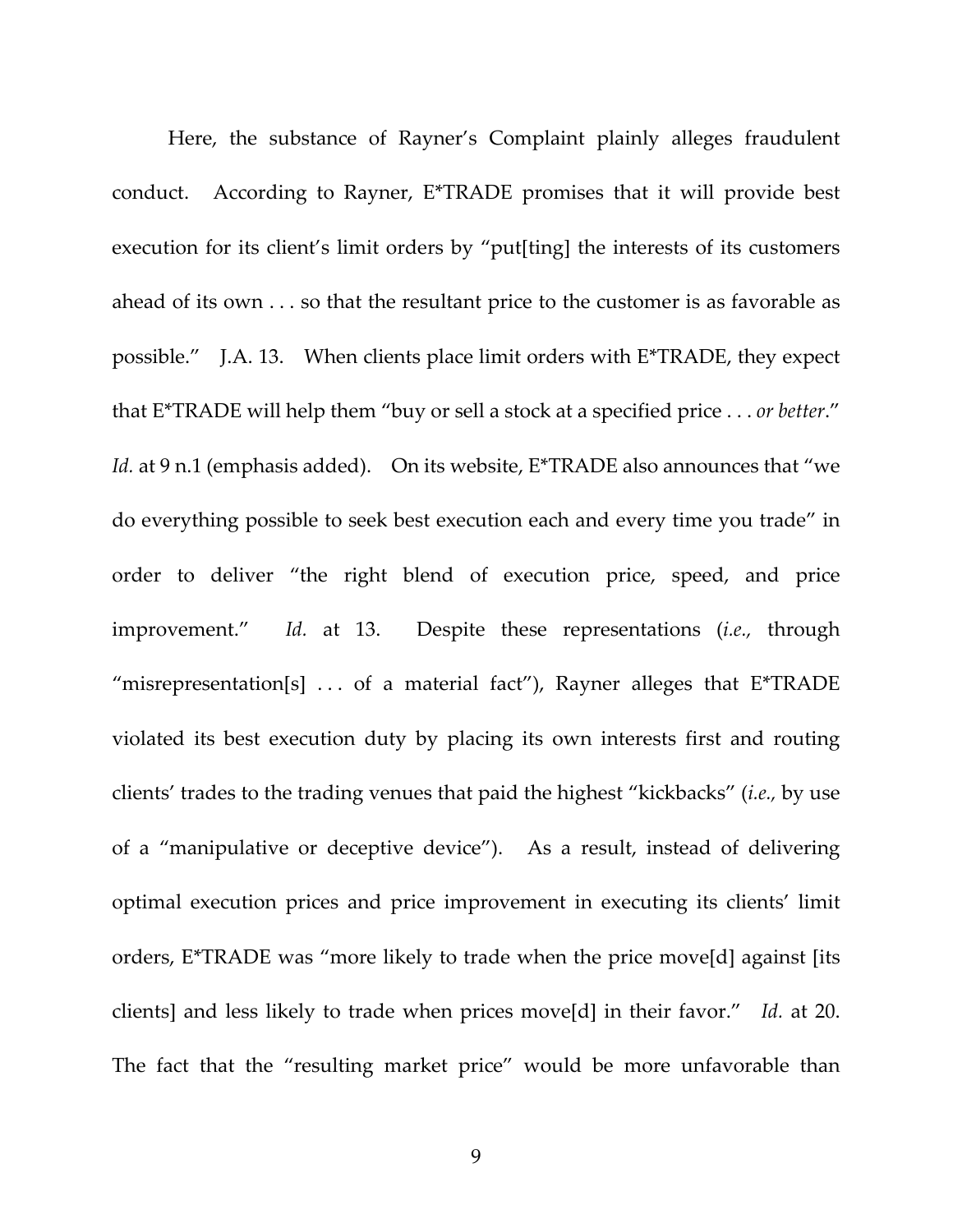Here, the substance of Rayner's Complaint plainly alleges fraudulent conduct. According to Rayner, E*TRADE promises that it will provide best execution for its client's limit orders by "put[ting] the interests of its customers ahead of its own . . . so that the resultant price to the customer is as favorable as possible." J.A. 13. When clients place limit orders with E*TRADE, they expect that E*TRADE will help them "buy or sell a stock at a specified price . . . *or better*." *Id.* at 9 n.1 (emphasis added). On its website, E*TRADE also announces that "we do everything possible to seek best execution each and every time you trade" in order to deliver "the right blend of execution price, speed, and price improvement." *Id.* at 13. Despite these representations (*i.e.*, through "misrepresentation[s] . . . of a material fact"), Rayner alleges that E*TRADE violated its best execution duty by placing its own interests first and routing clients' trades to the trading venues that paid the highest "kickbacks" (*i.e.*, by use of a "manipulative or deceptive device"). As a result, instead of delivering optimal execution prices and price improvement in executing its clients' limit orders, E*TRADE was "more likely to trade when the price move[d] against [its clients] and less likely to trade when prices move[d] in their favor." *Id.* at 20. The fact that the "resulting market price" would be more unfavorable than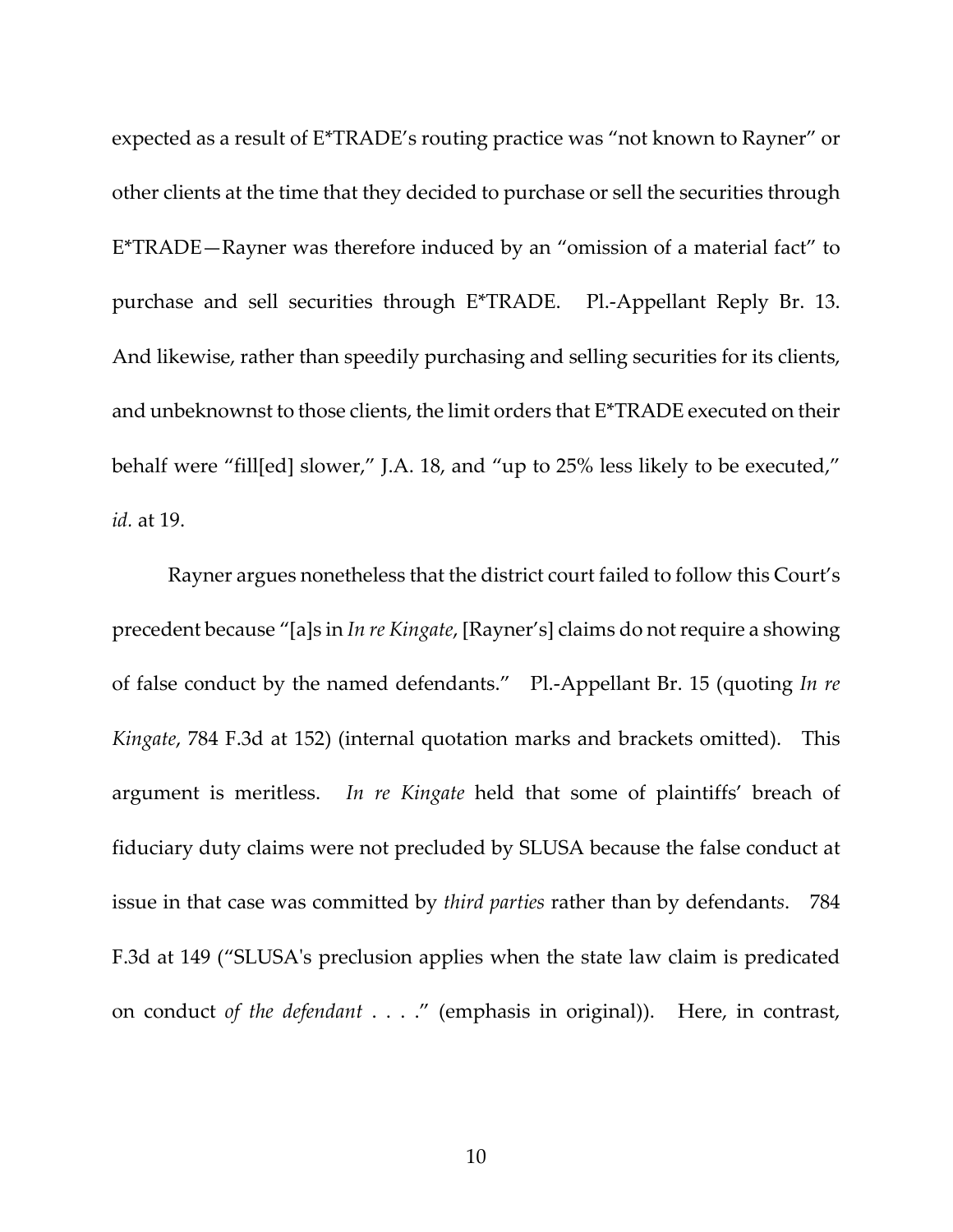expected as a result of E*TRADE's routing practice was "not known to Rayner" or other clients at the time that they decided to purchase or sell the securities through E*TRADE—Rayner was therefore induced by an "omission of a material fact" to purchase and sell securities through E*TRADE. Pl.-Appellant Reply Br. 13. And likewise, rather than speedily purchasing and selling securities for its clients, and unbeknownst to those clients, the limit orders that E*TRADE executed on their behalf were "fill[ed] slower," J.A. 18, and "up to 25% less likely to be executed," *id.* at 19.

Rayner argues nonetheless that the district court failed to follow this Court's precedent because "[a]s in *In re Kingate*, [Rayner's] claims do not require a showing of false conduct by the named defendants." Pl.-Appellant Br. 15 (quoting *In re Kingate*, 784 F.3d at 152) (internal quotation marks and brackets omitted). This argument is meritless. *In re Kingate* held that some of plaintiffs' breach of fiduciary duty claims were not precluded by SLUSA because the false conduct at issue in that case was committed by *third parties* rather than by defendants. 784 F.3d at 149 ("SLUSA's preclusion applies when the state law claim is predicated on conduct *of the defendant* . . . ." (emphasis in original)). Here, in contrast,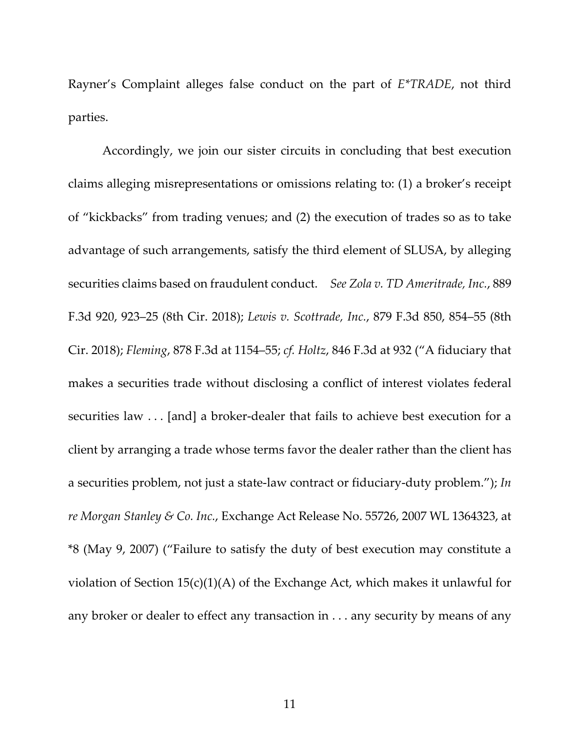Rayner's Complaint alleges false conduct on the part of *E*TRADE*, not third parties.

Accordingly, we join our sister circuits in concluding that best execution claims alleging misrepresentations or omissions relating to: (1) a broker's receipt of "kickbacks" from trading venues; and (2) the execution of trades so as to take advantage of such arrangements, satisfy the third element of SLUSA, by alleging securities claims based on fraudulent conduct. *See Zola v. TD Ameritrade, Inc.*, 889 F.3d 920, 923–25 (8th Cir. 2018); *Lewis v. Scottrade, Inc.*, 879 F.3d 850, 854–55 (8th Cir. 2018); *Fleming*, 878 F.3d at 1154–55; *cf. Holtz*, 846 F.3d at 932 ("A fiduciary that makes a securities trade without disclosing a conflict of interest violates federal securities law . . . [and] a broker-dealer that fails to achieve best execution for a client by arranging a trade whose terms favor the dealer rather than the client has a securities problem, not just a state-law contract or fiduciary-duty problem."); *In re Morgan Stanley & Co. Inc.*, Exchange Act Release No. 55726, 2007 WL 1364323, at *8 (May 9, 2007) ("Failure to satisfy the duty of best execution may constitute a violation of Section 15(c)(1)(A) of the Exchange Act, which makes it unlawful for any broker or dealer to effect any transaction in . . . any security by means of any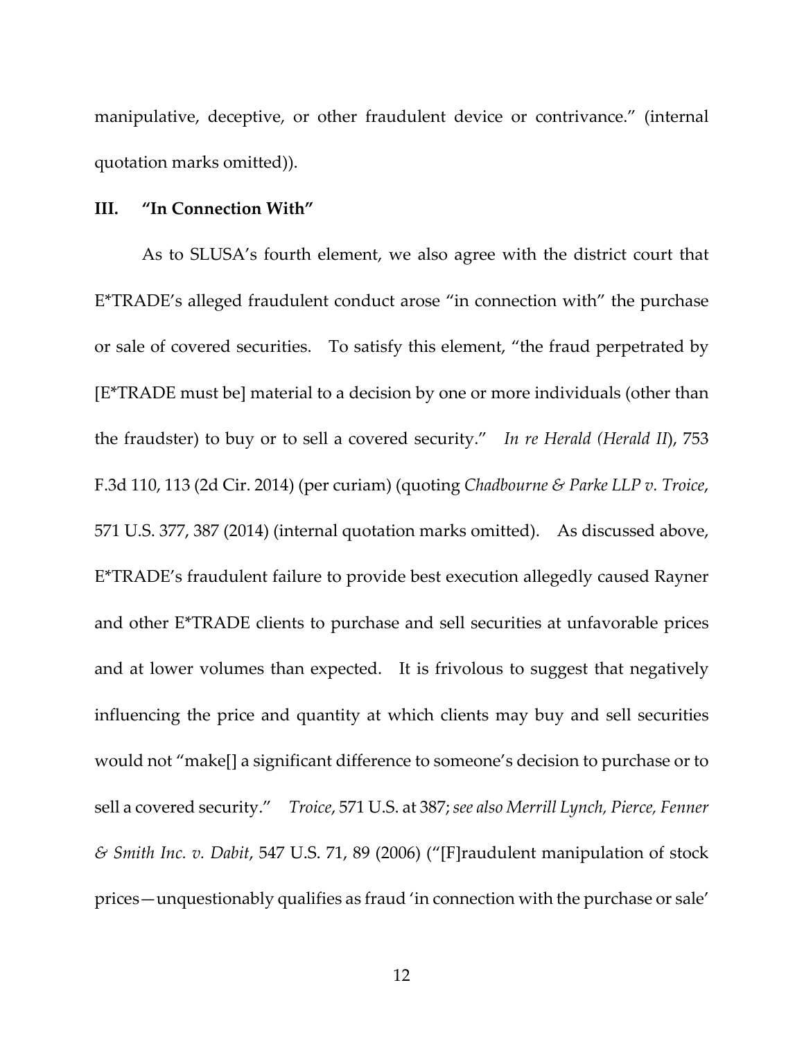manipulative, deceptive, or other fraudulent device or contrivance." (internal quotation marks omitted)).

## III. "In Connection With"

As to SLUSA's fourth element, we also agree with the district court that E*TRADE's alleged fraudulent conduct arose "in connection with" the purchase or sale of covered securities. To satisfy this element, "the fraud perpetrated by [E*TRADE must be] material to a decision by one or more individuals (other than the fraudster) to buy or to sell a covered security." *In re Herald (Herald II*), 753 F.3d 110, 113 (2d Cir. 2014) (per curiam) (quoting *Chadbourne & Parke LLP v. Troice*, 571 U.S. 377, 387 (2014) (internal quotation marks omitted). As discussed above, E*TRADE's fraudulent failure to provide best execution allegedly caused Rayner and other E*TRADE clients to purchase and sell securities at unfavorable prices and at lower volumes than expected. It is frivolous to suggest that negatively influencing the price and quantity at which clients may buy and sell securities would not "make[] a significant difference to someone's decision to purchase or to sell a covered security." *Troice*, 571 U.S. at 387; *see also Merrill Lynch, Pierce, Fenner & Smith Inc. v. Dabit*, 547 U.S. 71, 89 (2006) ("[F]raudulent manipulation of stock prices—unquestionably qualifies as fraud 'in connection with the purchase or sale'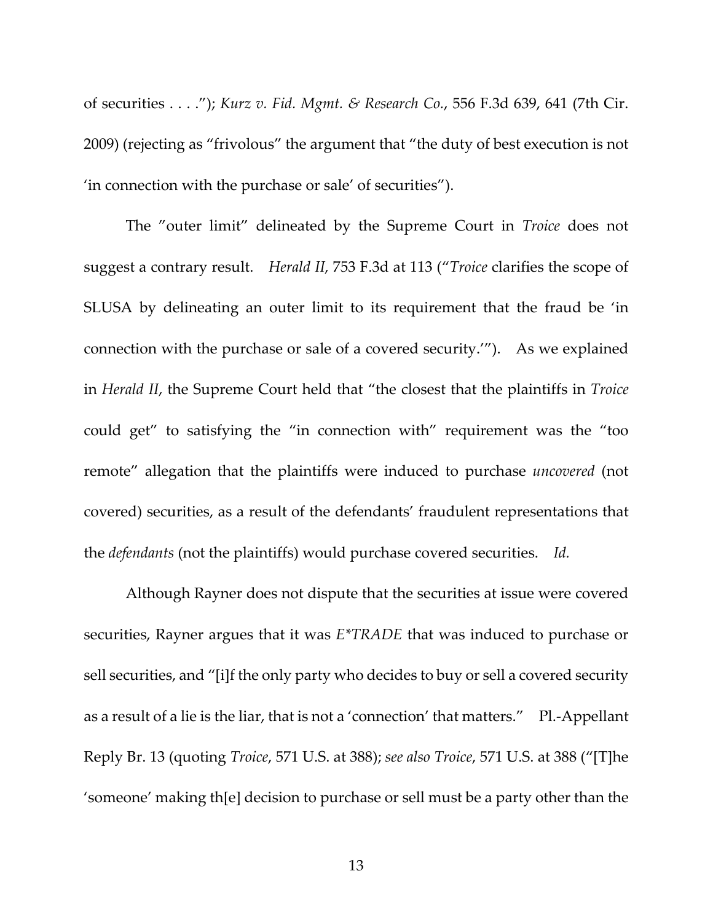of securities . . . ."); *Kurz v. Fid. Mgmt. & Research Co.*, 556 F.3d 639, 641 (7th Cir. 2009) (rejecting as "frivolous" the argument that "the duty of best execution is not 'in connection with the purchase or sale' of securities").

The "outer limit" delineated by the Supreme Court in *Troice* does not suggest a contrary result. *Herald II*, 753 F.3d at 113 ("*Troice* clarifies the scope of SLUSA by delineating an outer limit to its requirement that the fraud be 'in connection with the purchase or sale of a covered security.'"). As we explained in *Herald II*, the Supreme Court held that "the closest that the plaintiffs in *Troice* could get" to satisfying the "in connection with" requirement was the "too remote" allegation that the plaintiffs were induced to purchase *uncovered* (not covered) securities, as a result of the defendants' fraudulent representations that the *defendants* (not the plaintiffs) would purchase covered securities. *Id.*

Although Rayner does not dispute that the securities at issue were covered securities, Rayner argues that it was *E*TRADE* that was induced to purchase or sell securities, and "[i]f the only party who decides to buy or sell a covered security as a result of a lie is the liar, that is not a 'connection' that matters." Pl.-Appellant Reply Br. 13 (quoting *Troice*, 571 U.S. at 388); *see also Troice*, 571 U.S. at 388 ("[T]he 'someone' making th[e] decision to purchase or sell must be a party other than the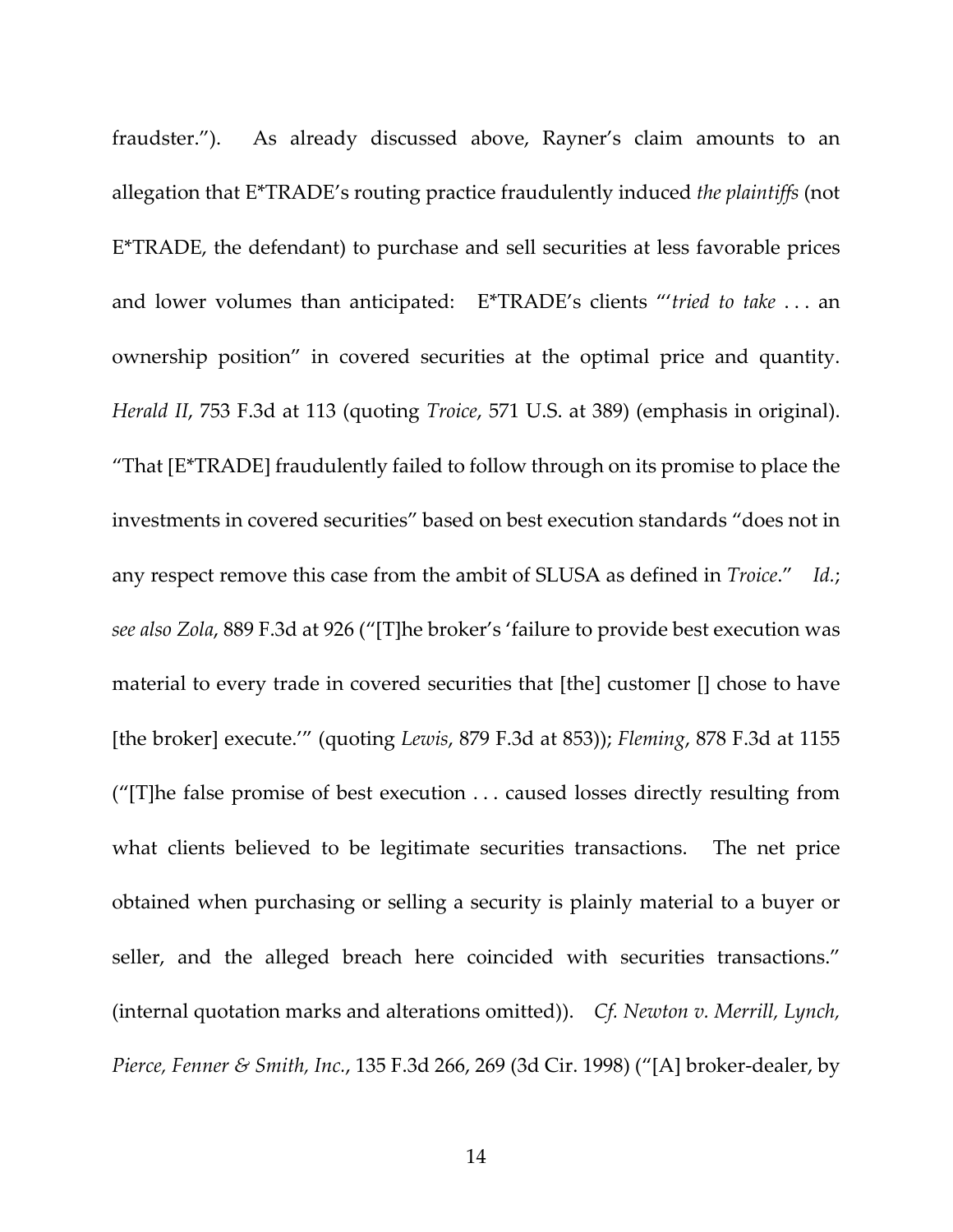fraudster."). As already discussed above, Rayner's claim amounts to an allegation that E*TRADE's routing practice fraudulently induced *the plaintiffs* (not E*TRADE, the defendant) to purchase and sell securities at less favorable prices and lower volumes than anticipated: E*TRADE's clients "'*tried to take* . . . an ownership position" in covered securities at the optimal price and quantity. *Herald II*, 753 F.3d at 113 (quoting *Troice*, 571 U.S. at 389) (emphasis in original). "That [E*TRADE] fraudulently failed to follow through on its promise to place the investments in covered securities" based on best execution standards "does not in any respect remove this case from the ambit of SLUSA as defined in *Troice*." *Id.*; *see also Zola*, 889 F.3d at 926 ("[T]he broker's 'failure to provide best execution was material to every trade in covered securities that [the] customer [] chose to have [the broker] execute.'" (quoting *Lewis*, 879 F.3d at 853)); *Fleming*, 878 F.3d at 1155 ("[T]he false promise of best execution . . . caused losses directly resulting from what clients believed to be legitimate securities transactions. The net price obtained when purchasing or selling a security is plainly material to a buyer or seller, and the alleged breach here coincided with securities transactions." (internal quotation marks and alterations omitted)). *Cf. Newton v. Merrill, Lynch, Pierce, Fenner & Smith, Inc.*, 135 F.3d 266, 269 (3d Cir. 1998) ("[A] broker-dealer, by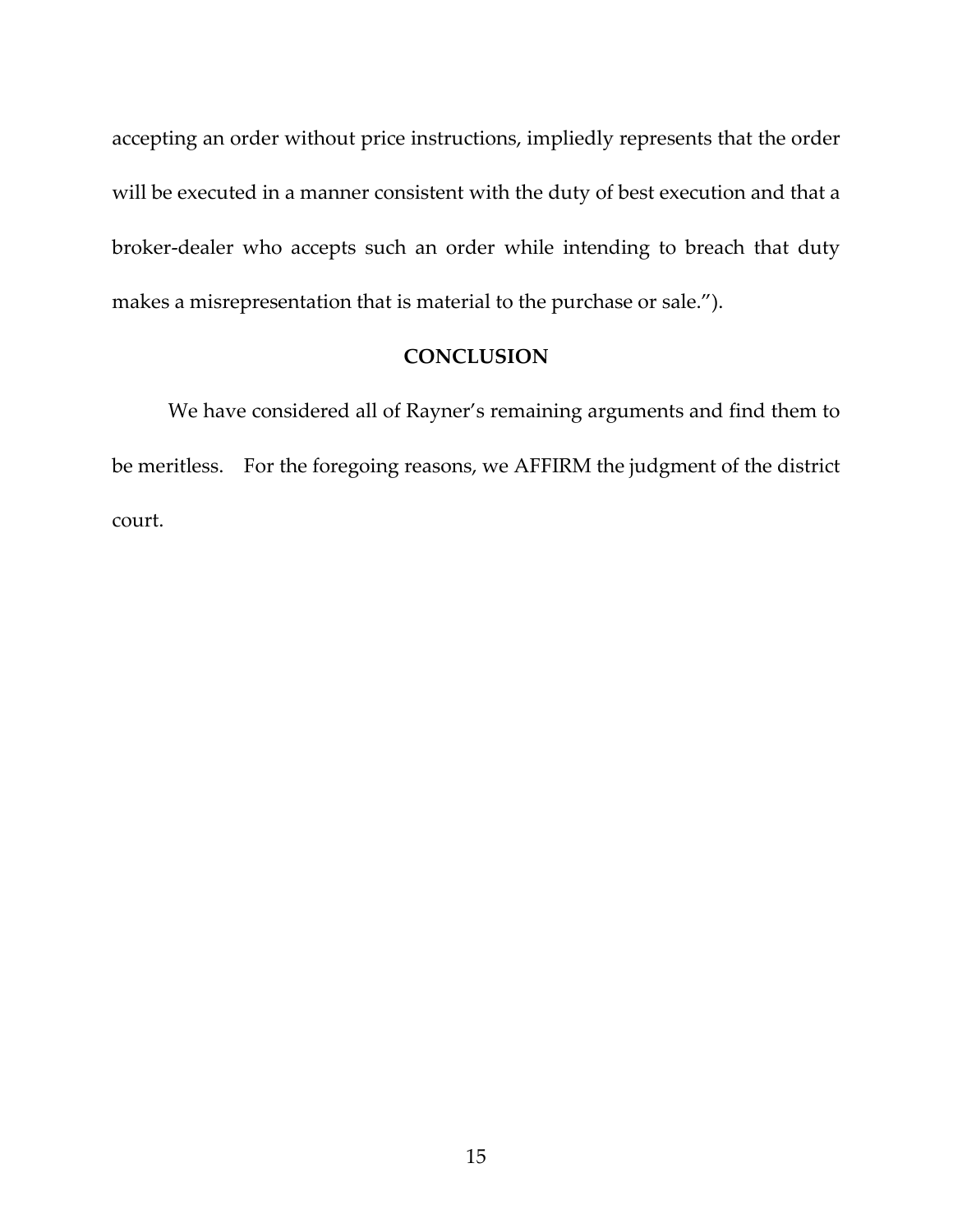accepting an order without price instructions, impliedly represents that the order will be executed in a manner consistent with the duty of best execution and that a broker-dealer who accepts such an order while intending to breach that duty makes a misrepresentation that is material to the purchase or sale.").

## CONCLUSION

We have considered all of Rayner's remaining arguments and find them to be meritless. For the foregoing reasons, we AFFIRM the judgment of the district court.